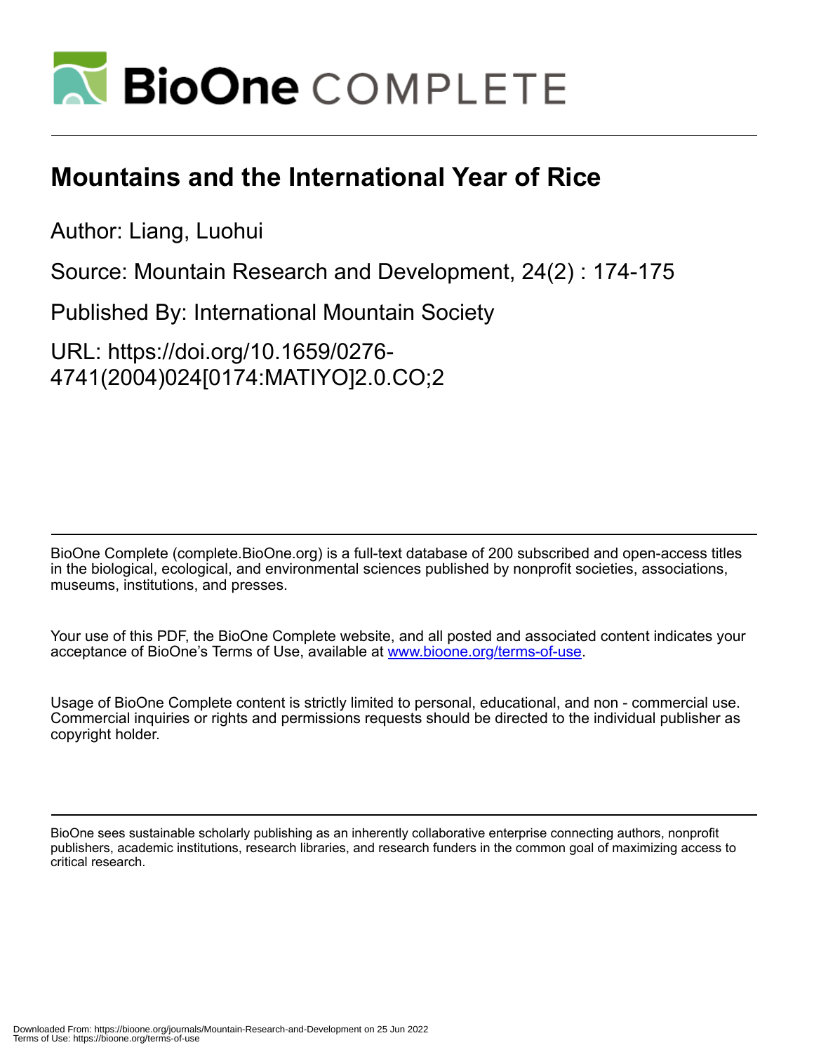# Mountains and the International Year of Rice

Author: Liang, Luohui

Source: Mountain Research and Development, 24(2) : 174-175

Published By: International Mountain Society

URL: https://doi.org/10.1659/0276-4741(2004)024[0174:MATIYO]2.0.CO;2

BioOne Complete (complete.BioOne.org) is a full-text database of 200 subscribed and open-access titles in the biological, ecological, and environmental sciences published by nonprofit societies, associations, museums, institutions, and presses.

Your use of this PDF, the BioOne Complete website, and all posted and associated content indicates your acceptance of BioOne's Terms of Use, available at www.bioone.org/terms-of-use.

Usage of BioOne Complete content is strictly limited to personal, educational, and non - commercial use. Commercial inquiries or rights and permissions requests should be directed to the individual publisher as copyright holder.

BioOne sees sustainable scholarly publishing as an inherently collaborative enterprise connecting authors, nonprofit publishers, academic institutions, research libraries, and research funders in the common goal of maximizing access to critical research.

Downloaded From: https://bioone.org/journals/Mountain-Research-and-Development on 25 Jun 2022
Terms of Use: https://bioone.org/terms-of-use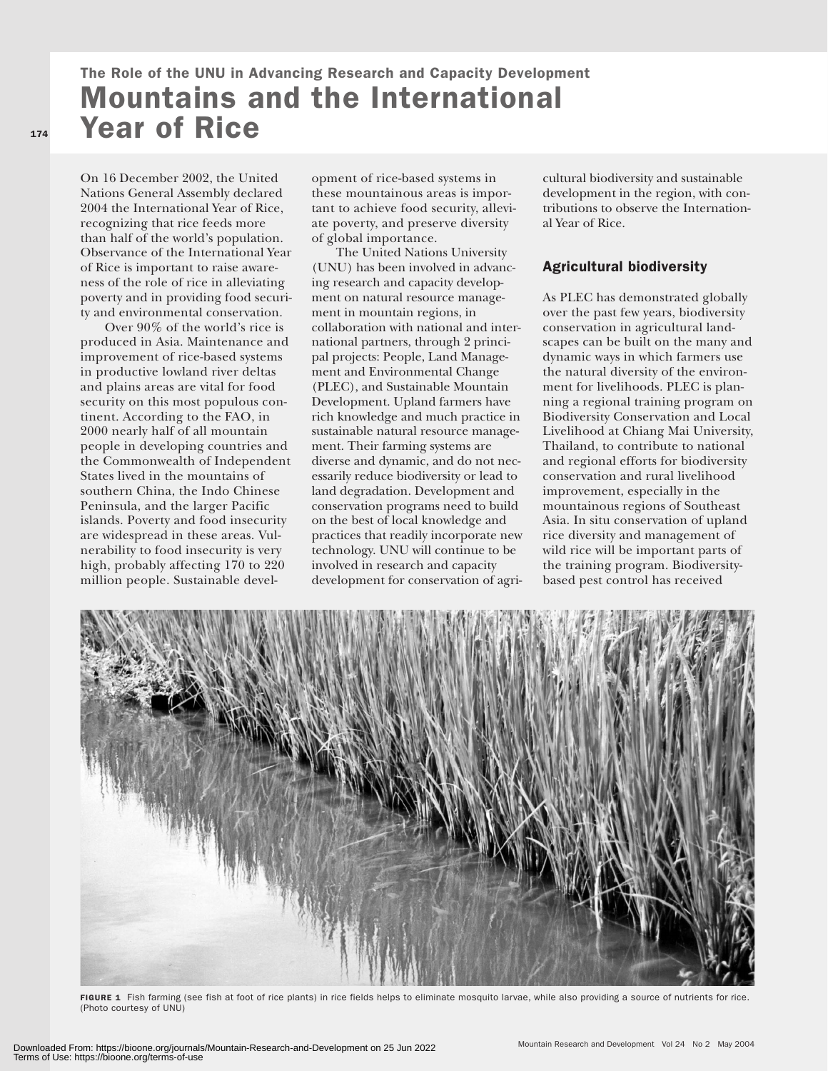### The Role of the UNU in Advancing Research and Capacity Development

# Mountains and the International Year of Rice

On 16 December 2002, the United Nations General Assembly declared 2004 the International Year of Rice, recognizing that rice feeds more than half of the world's population. Observance of the International Year of Rice is important to raise awareness of the role of rice in alleviating poverty and in providing food security and environmental conservation.

Over 90% of the world's rice is produced in Asia. Maintenance and improvement of rice-based systems in productive lowland river deltas and plains areas are vital for food security on this most populous continent. According to the FAO, in 2000 nearly half of all mountain people in developing countries and the Commonwealth of Independent States lived in the mountains of southern China, the Indo Chinese Peninsula, and the larger Pacific islands. Poverty and food insecurity are widespread in these areas. Vulnerability to food insecurity is very high, probably affecting 170 to 220 million people. Sustainable development of rice-based systems in these mountainous areas is important to achieve food security, alleviate poverty, and preserve diversity of global importance.

The United Nations University (UNU) has been involved in advancing research and capacity development on natural resource management in mountain regions, in collaboration with national and international partners, through 2 principal projects: People, Land Management and Environmental Change (PLEC), and Sustainable Mountain Development. Upland farmers have rich knowledge and much practice in sustainable natural resource management. Their farming systems are diverse and dynamic, and do not necessarily reduce biodiversity or lead to land degradation. Development and conservation programs need to build on the best of local knowledge and practices that readily incorporate new technology. UNU will continue to be involved in research and capacity development for conservation of agricultural biodiversity and sustainable development in the region, with contributions to observe the International Year of Rice.

## Agricultural biodiversity

As PLEC has demonstrated globally over the past few years, biodiversity conservation in agricultural landscapes can be built on the many and dynamic ways in which farmers use the natural diversity of the environment for livelihoods. PLEC is planning a regional training program on Biodiversity Conservation and Local Livelihood at Chiang Mai University, Thailand, to contribute to national and regional efforts for biodiversity conservation and rural livelihood improvement, especially in the mountainous regions of Southeast Asia. In situ conservation of upland rice diversity and management of wild rice will be important parts of the training program. Biodiversity-based pest control has received

**FIGURE 1** Fish farming (see fish at foot of rice plants) in rice fields helps to eliminate mosquito larvae, while also providing a source of nutrients for rice. (Photo courtesy of UNU)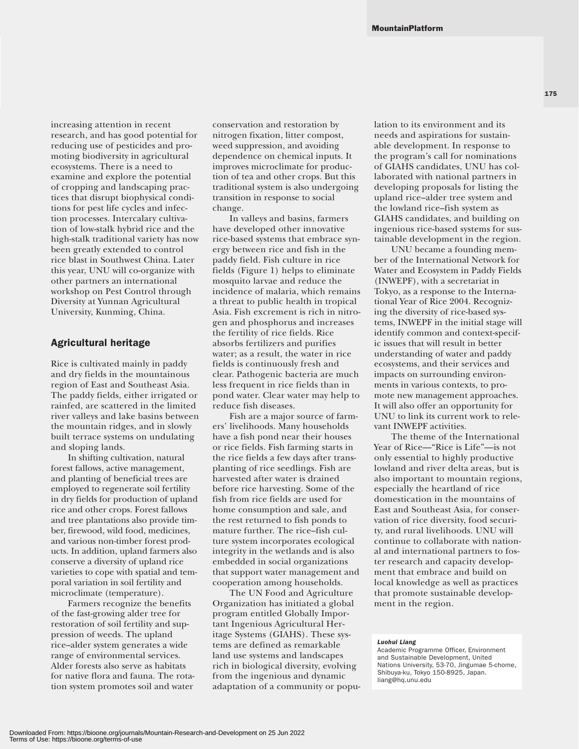increasing attention in recent research, and has good potential for reducing use of pesticides and promoting biodiversity in agricultural ecosystems. There is a need to examine and explore the potential of cropping and landscaping practices that disrupt biophysical conditions for pest life cycles and infection processes. Intercalary cultivation of low-stalk hybrid rice and the high-stalk traditional variety has now been greatly extended to control rice blast in Southwest China. Later this year, UNU will co-organize with other partners an international workshop on Pest Control through Diversity at Yunnan Agricultural University, Kunming, China.

## Agricultural heritage

Rice is cultivated mainly in paddy and dry fields in the mountainous region of East and Southeast Asia. The paddy fields, either irrigated or rainfed, are scattered in the limited river valleys and lake basins between the mountain ridges, and in slowly built terrace systems on undulating and sloping lands.

In shifting cultivation, natural forest fallows, active management, and planting of beneficial trees are employed to regenerate soil fertility in dry fields for production of upland rice and other crops. Forest fallows and tree plantations also provide timber, firewood, wild food, medicines, and various non-timber forest products. In addition, upland farmers also conserve a diversity of upland rice varieties to cope with spatial and temporal variation in soil fertility and microclimate (temperature).

Farmers recognize the benefits of the fast-growing alder tree for restoration of soil fertility and suppression of weeds. The upland rice–alder system generates a wide range of environmental services. Alder forests also serve as habitats for native flora and fauna. The rotation system promotes soil and water conservation and restoration by nitrogen fixation, litter compost, weed suppression, and avoiding dependence on chemical inputs. It improves microclimate for production of tea and other crops. But this traditional system is also undergoing transition in response to social change.

In valleys and basins, farmers have developed other innovative rice-based systems that embrace synergy between rice and fish in the paddy field. Fish culture in rice fields (Figure 1) helps to eliminate mosquito larvae and reduce the incidence of malaria, which remains a threat to public health in tropical Asia. Fish excrement is rich in nitrogen and phosphorus and increases the fertility of rice fields. Rice absorbs fertilizers and purifies water; as a result, the water in rice fields is continuously fresh and clear. Pathogenic bacteria are much less frequent in rice fields than in pond water. Clear water may help to reduce fish diseases.

Fish are a major source of farmers' livelihoods. Many households have a fish pond near their houses or rice fields. Fish farming starts in the rice fields a few days after transplanting of rice seedlings. Fish are harvested after water is drained before rice harvesting. Some of the fish from rice fields are used for home consumption and sale, and the rest returned to fish ponds to mature further. The rice–fish culture system incorporates ecological integrity in the wetlands and is also embedded in social organizations that support water management and cooperation among households.

The UN Food and Agriculture Organization has initiated a global program entitled Globally Important Ingenious Agricultural Heritage Systems (GIAHS). These systems are defined as remarkable land use systems and landscapes rich in biological diversity, evolving from the ingenious and dynamic adaptation of a community or population to its environment and its needs and aspirations for sustainable development. In response to the program's call for nominations of GIAHS candidates, UNU has collaborated with national partners in developing proposals for listing the upland rice–alder tree system and the lowland rice–fish system as GIAHS candidates, and building on ingenious rice-based systems for sustainable development in the region.

UNU became a founding member of the International Network for Water and Ecosystem in Paddy Fields (INWEPF), with a secretariat in Tokyo, as a response to the International Year of Rice 2004. Recognizing the diversity of rice-based systems, INWEPF in the initial stage will identify common and context-specific issues that will result in better understanding of water and paddy ecosystems, and their services and impacts on surrounding environments in various contexts, to promote new management approaches. It will also offer an opportunity for UNU to link its current work to relevant INWEPF activities.

The theme of the International Year of Rice—"Rice is Life"—is not only essential to highly productive lowland and river delta areas, but is also important to mountain regions, especially the heartland of rice domestication in the mountains of East and Southeast Asia, for conservation of rice diversity, food security, and rural livelihoods. UNU will continue to collaborate with national and international partners to foster research and capacity development that embrace and build on local knowledge as well as practices that promote sustainable development in the region.

***Luohui Liang***
Academic Programme Officer, Environment and Sustainable Development, United Nations University, 53-70, Jingumae 5-chome, Shibuya-ku, Tokyo 150-8925, Japan.
liang@hq.unu.edu